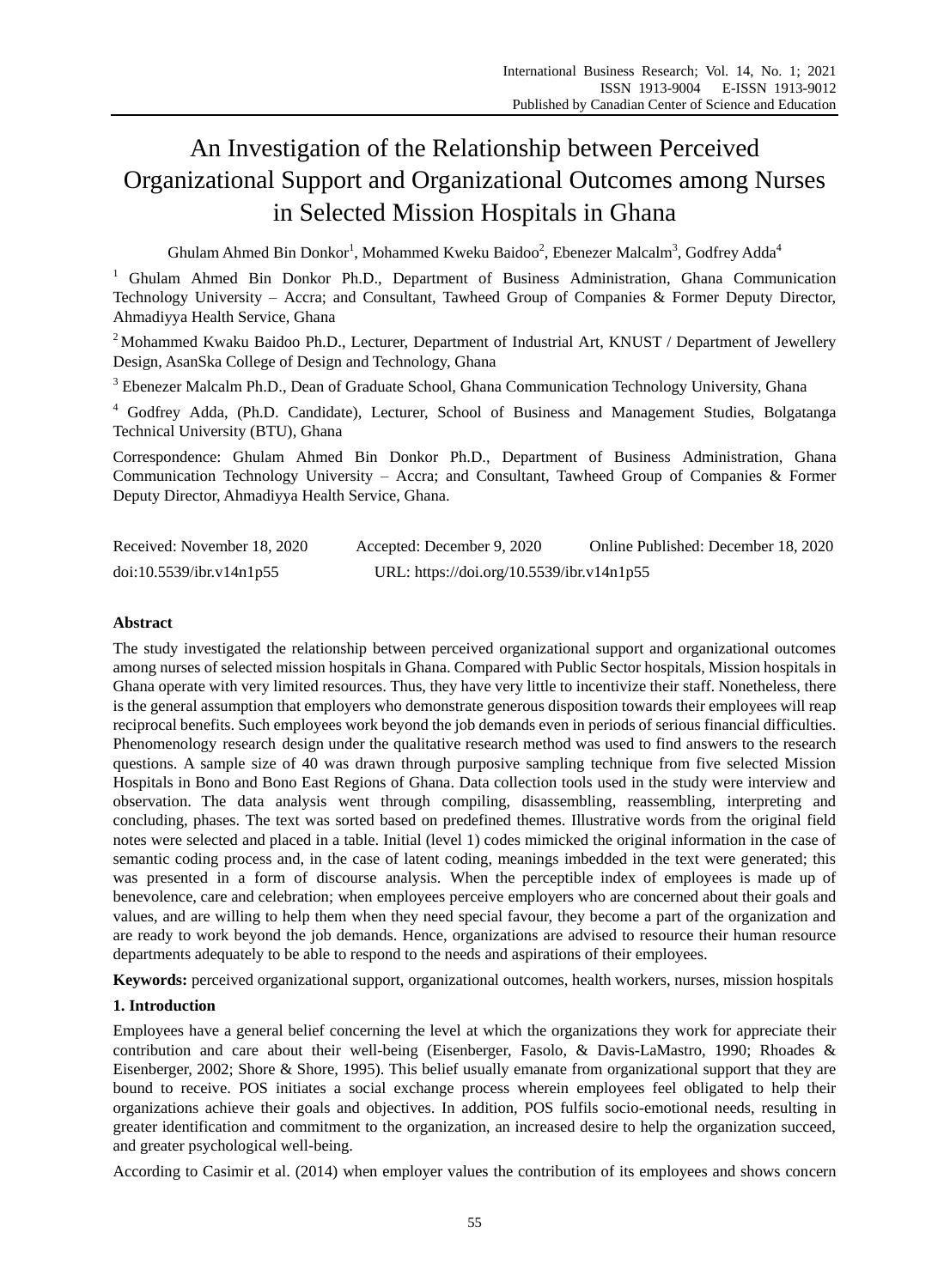# An Investigation of the Relationship between Perceived Organizational Support and Organizational Outcomes among Nurses in Selected Mission Hospitals in Ghana

Ghulam Ahmed Bin Donkor[1], Mohammed Kweku Baidoo[2], Ebenezer Malcalm[3], Godfrey Adda[4]

[1] Ghulam Ahmed Bin Donkor Ph.D., Department of Business Administration, Ghana Communication Technology University – Accra; and Consultant, Tawheed Group of Companies & Former Deputy Director, Ahmadiyya Health Service, Ghana

[2] Mohammed Kwaku Baidoo Ph.D., Lecturer, Department of Industrial Art, KNUST / Department of Jewellery Design, AsanSka College of Design and Technology, Ghana

[3] Ebenezer Malcalm Ph.D., Dean of Graduate School, Ghana Communication Technology University, Ghana

[4] Godfrey Adda, (Ph.D. Candidate), Lecturer, School of Business and Management Studies, Bolgatanga Technical University (BTU), Ghana

Correspondence: Ghulam Ahmed Bin Donkor Ph.D., Department of Business Administration, Ghana Communication Technology University – Accra; and Consultant, Tawheed Group of Companies & Former Deputy Director, Ahmadiyya Health Service, Ghana.

Received: November 18, 2020 Accepted: December 9, 2020 Online Published: December 18, 2020

doi:10.5539/ibr.v14n1p55 URL: https://doi.org/10.5539/ibr.v14n1p55

**Abstract**

The study investigated the relationship between perceived organizational support and organizational outcomes among nurses of selected mission hospitals in Ghana. Compared with Public Sector hospitals, Mission hospitals in Ghana operate with very limited resources. Thus, they have very little to incentivize their staff. Nonetheless, there is the general assumption that employers who demonstrate generous disposition towards their employees will reap reciprocal benefits. Such employees work beyond the job demands even in periods of serious financial difficulties. Phenomenology research design under the qualitative research method was used to find answers to the research questions. A sample size of 40 was drawn through purposive sampling technique from five selected Mission Hospitals in Bono and Bono East Regions of Ghana. Data collection tools used in the study were interview and observation. The data analysis went through compiling, disassembling, reassembling, interpreting and concluding, phases. The text was sorted based on predefined themes. Illustrative words from the original field notes were selected and placed in a table. Initial (level 1) codes mimicked the original information in the case of semantic coding process and, in the case of latent coding, meanings imbedded in the text were generated; this was presented in a form of discourse analysis. When the perceptible index of employees is made up of benevolence, care and celebration; when employees perceive employers who are concerned about their goals and values, and are willing to help them when they need special favour, they become a part of the organization and are ready to work beyond the job demands. Hence, organizations are advised to resource their human resource departments adequately to be able to respond to the needs and aspirations of their employees.

**Keywords:** perceived organizational support, organizational outcomes, health workers, nurses, mission hospitals

## 1. Introduction

Employees have a general belief concerning the level at which the organizations they work for appreciate their contribution and care about their well-being (Eisenberger, Fasolo, & Davis-LaMastro, 1990; Rhoades & Eisenberger, 2002; Shore & Shore, 1995). This belief usually emanate from organizational support that they are bound to receive. POS initiates a social exchange process wherein employees feel obligated to help their organizations achieve their goals and objectives. In addition, POS fulfils socio-emotional needs, resulting in greater identification and commitment to the organization, an increased desire to help the organization succeed, and greater psychological well-being.

According to Casimir et al. (2014) when employer values the contribution of its employees and shows concern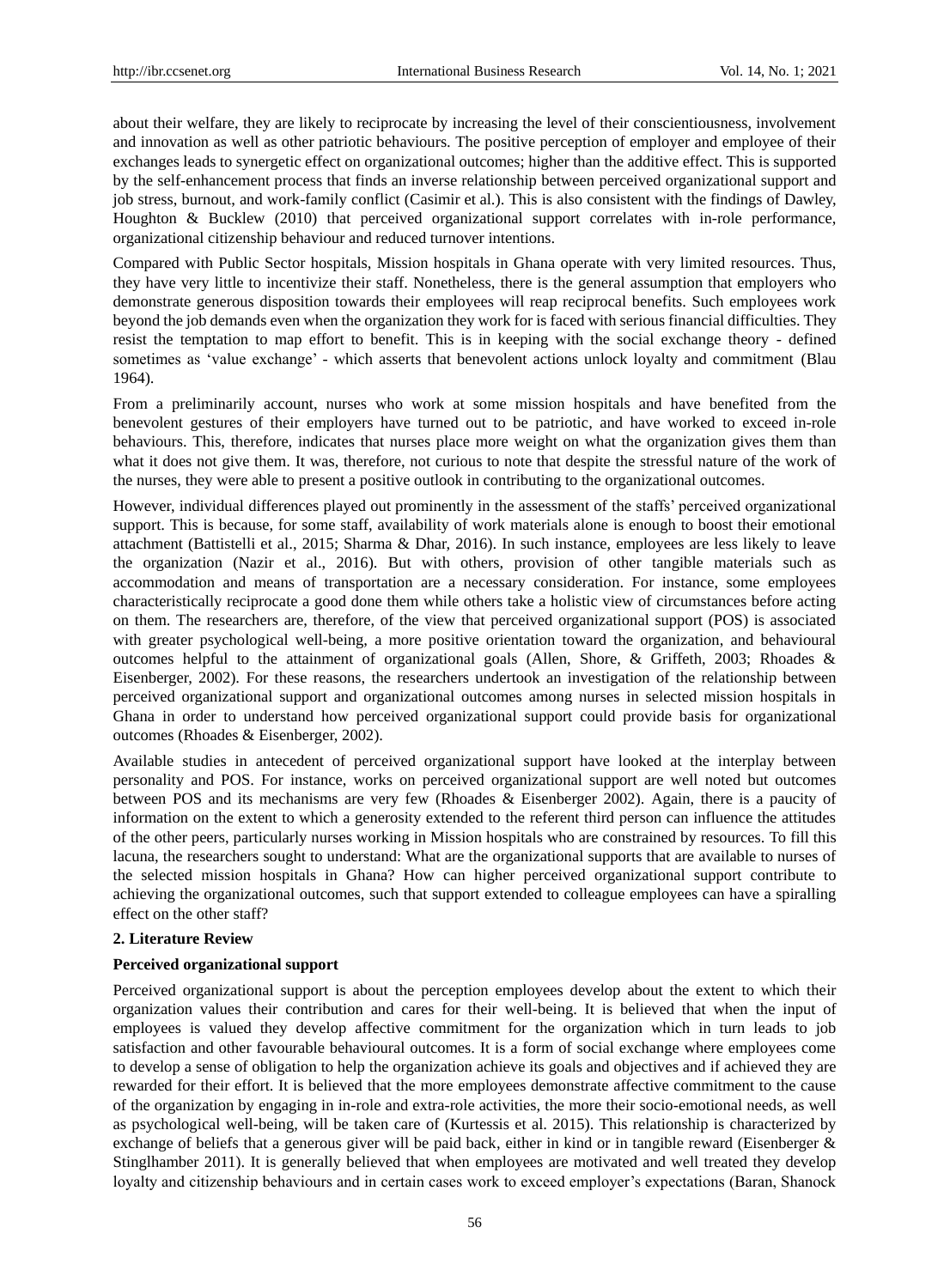about their welfare, they are likely to reciprocate by increasing the level of their conscientiousness, involvement and innovation as well as other patriotic behaviours. The positive perception of employer and employee of their exchanges leads to synergetic effect on organizational outcomes; higher than the additive effect. This is supported by the self-enhancement process that finds an inverse relationship between perceived organizational support and job stress, burnout, and work-family conflict (Casimir et al.). This is also consistent with the findings of Dawley, Houghton & Bucklew (2010) that perceived organizational support correlates with in-role performance, organizational citizenship behaviour and reduced turnover intentions.

Compared with Public Sector hospitals, Mission hospitals in Ghana operate with very limited resources. Thus, they have very little to incentivize their staff. Nonetheless, there is the general assumption that employers who demonstrate generous disposition towards their employees will reap reciprocal benefits. Such employees work beyond the job demands even when the organization they work for is faced with serious financial difficulties. They resist the temptation to map effort to benefit. This is in keeping with the social exchange theory - defined sometimes as 'value exchange' - which asserts that benevolent actions unlock loyalty and commitment (Blau 1964).

From a preliminarily account, nurses who work at some mission hospitals and have benefited from the benevolent gestures of their employers have turned out to be patriotic, and have worked to exceed in-role behaviours. This, therefore, indicates that nurses place more weight on what the organization gives them than what it does not give them. It was, therefore, not curious to note that despite the stressful nature of the work of the nurses, they were able to present a positive outlook in contributing to the organizational outcomes.

However, individual differences played out prominently in the assessment of the staffs' perceived organizational support. This is because, for some staff, availability of work materials alone is enough to boost their emotional attachment (Battistelli et al., 2015; Sharma & Dhar, 2016). In such instance, employees are less likely to leave the organization (Nazir et al., 2016). But with others, provision of other tangible materials such as accommodation and means of transportation are a necessary consideration. For instance, some employees characteristically reciprocate a good done them while others take a holistic view of circumstances before acting on them. The researchers are, therefore, of the view that perceived organizational support (POS) is associated with greater psychological well-being, a more positive orientation toward the organization, and behavioural outcomes helpful to the attainment of organizational goals (Allen, Shore, & Griffeth, 2003; Rhoades & Eisenberger, 2002). For these reasons, the researchers undertook an investigation of the relationship between perceived organizational support and organizational outcomes among nurses in selected mission hospitals in Ghana in order to understand how perceived organizational support could provide basis for organizational outcomes (Rhoades & Eisenberger, 2002).

Available studies in antecedent of perceived organizational support have looked at the interplay between personality and POS. For instance, works on perceived organizational support are well noted but outcomes between POS and its mechanisms are very few (Rhoades & Eisenberger 2002). Again, there is a paucity of information on the extent to which a generosity extended to the referent third person can influence the attitudes of the other peers, particularly nurses working in Mission hospitals who are constrained by resources. To fill this lacuna, the researchers sought to understand: What are the organizational supports that are available to nurses of the selected mission hospitals in Ghana? How can higher perceived organizational support contribute to achieving the organizational outcomes, such that support extended to colleague employees can have a spiralling effect on the other staff?

## 2. Literature Review

### Perceived organizational support

Perceived organizational support is about the perception employees develop about the extent to which their organization values their contribution and cares for their well-being. It is believed that when the input of employees is valued they develop affective commitment for the organization which in turn leads to job satisfaction and other favourable behavioural outcomes. It is a form of social exchange where employees come to develop a sense of obligation to help the organization achieve its goals and objectives and if achieved they are rewarded for their effort. It is believed that the more employees demonstrate affective commitment to the cause of the organization by engaging in in-role and extra-role activities, the more their socio-emotional needs, as well as psychological well-being, will be taken care of (Kurtessis et al. 2015). This relationship is characterized by exchange of beliefs that a generous giver will be paid back, either in kind or in tangible reward (Eisenberger & Stinglhamber 2011). It is generally believed that when employees are motivated and well treated they develop loyalty and citizenship behaviours and in certain cases work to exceed employer's expectations (Baran, Shanock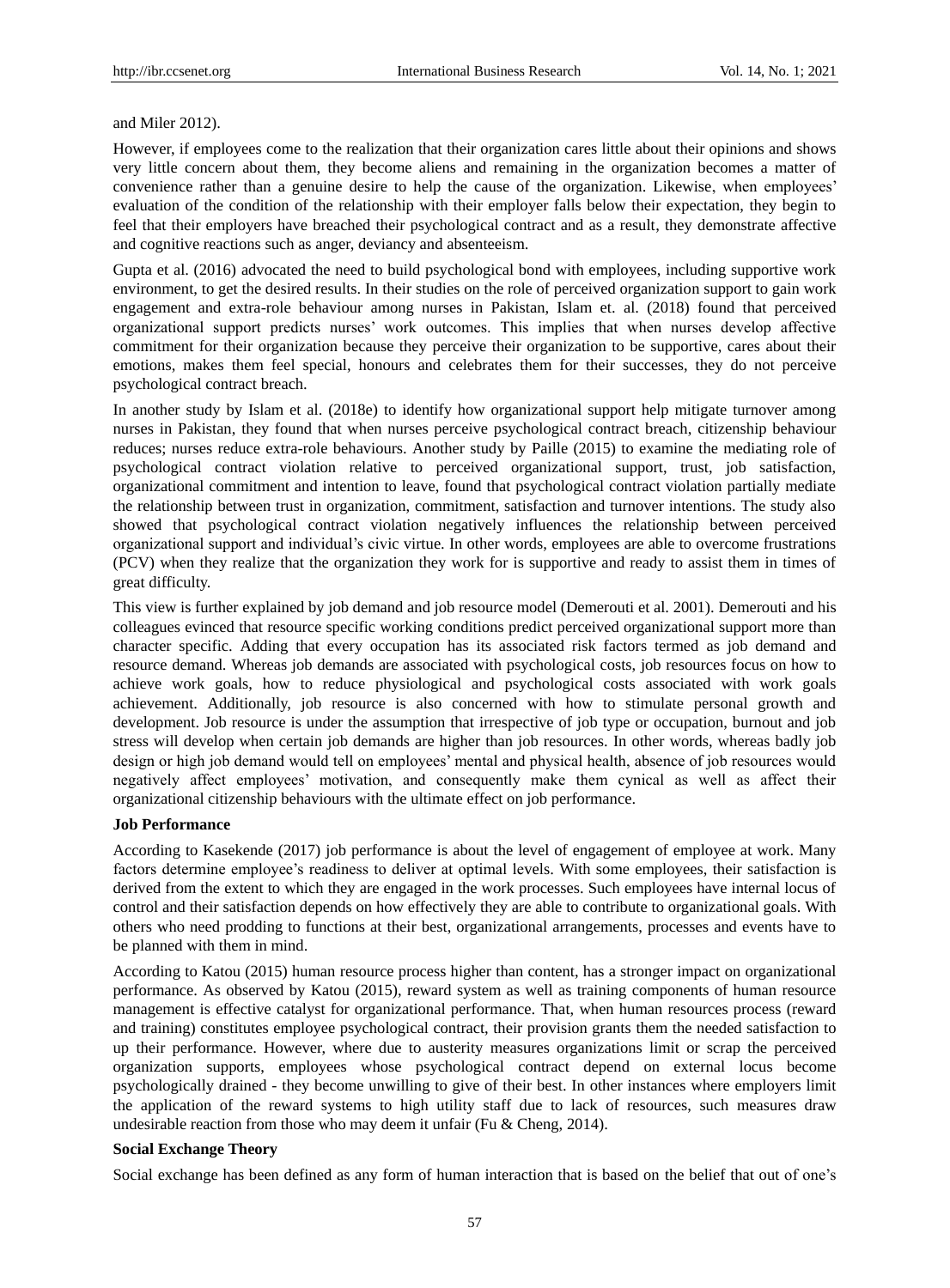and Miler 2012).

However, if employees come to the realization that their organization cares little about their opinions and shows very little concern about them, they become aliens and remaining in the organization becomes a matter of convenience rather than a genuine desire to help the cause of the organization. Likewise, when employees' evaluation of the condition of the relationship with their employer falls below their expectation, they begin to feel that their employers have breached their psychological contract and as a result, they demonstrate affective and cognitive reactions such as anger, deviancy and absenteeism.

Gupta et al. (2016) advocated the need to build psychological bond with employees, including supportive work environment, to get the desired results. In their studies on the role of perceived organization support to gain work engagement and extra-role behaviour among nurses in Pakistan, Islam et. al. (2018) found that perceived organizational support predicts nurses' work outcomes. This implies that when nurses develop affective commitment for their organization because they perceive their organization to be supportive, cares about their emotions, makes them feel special, honours and celebrates them for their successes, they do not perceive psychological contract breach.

In another study by Islam et al. (2018e) to identify how organizational support help mitigate turnover among nurses in Pakistan, they found that when nurses perceive psychological contract breach, citizenship behaviour reduces; nurses reduce extra-role behaviours. Another study by Paille (2015) to examine the mediating role of psychological contract violation relative to perceived organizational support, trust, job satisfaction, organizational commitment and intention to leave, found that psychological contract violation partially mediate the relationship between trust in organization, commitment, satisfaction and turnover intentions. The study also showed that psychological contract violation negatively influences the relationship between perceived organizational support and individual's civic virtue. In other words, employees are able to overcome frustrations (PCV) when they realize that the organization they work for is supportive and ready to assist them in times of great difficulty.

This view is further explained by job demand and job resource model (Demerouti et al. 2001). Demerouti and his colleagues evinced that resource specific working conditions predict perceived organizational support more than character specific. Adding that every occupation has its associated risk factors termed as job demand and resource demand. Whereas job demands are associated with psychological costs, job resources focus on how to achieve work goals, how to reduce physiological and psychological costs associated with work goals achievement. Additionally, job resource is also concerned with how to stimulate personal growth and development. Job resource is under the assumption that irrespective of job type or occupation, burnout and job stress will develop when certain job demands are higher than job resources. In other words, whereas badly job design or high job demand would tell on employees' mental and physical health, absence of job resources would negatively affect employees' motivation, and consequently make them cynical as well as affect their organizational citizenship behaviours with the ultimate effect on job performance.

**Job Performance**

According to Kasekende (2017) job performance is about the level of engagement of employee at work. Many factors determine employee's readiness to deliver at optimal levels. With some employees, their satisfaction is derived from the extent to which they are engaged in the work processes. Such employees have internal locus of control and their satisfaction depends on how effectively they are able to contribute to organizational goals. With others who need prodding to functions at their best, organizational arrangements, processes and events have to be planned with them in mind.

According to Katou (2015) human resource process higher than content, has a stronger impact on organizational performance. As observed by Katou (2015), reward system as well as training components of human resource management is effective catalyst for organizational performance. That, when human resources process (reward and training) constitutes employee psychological contract, their provision grants them the needed satisfaction to up their performance. However, where due to austerity measures organizations limit or scrap the perceived organization supports, employees whose psychological contract depend on external locus become psychologically drained - they become unwilling to give of their best. In other instances where employers limit the application of the reward systems to high utility staff due to lack of resources, such measures draw undesirable reaction from those who may deem it unfair (Fu & Cheng, 2014).

**Social Exchange Theory**

Social exchange has been defined as any form of human interaction that is based on the belief that out of one's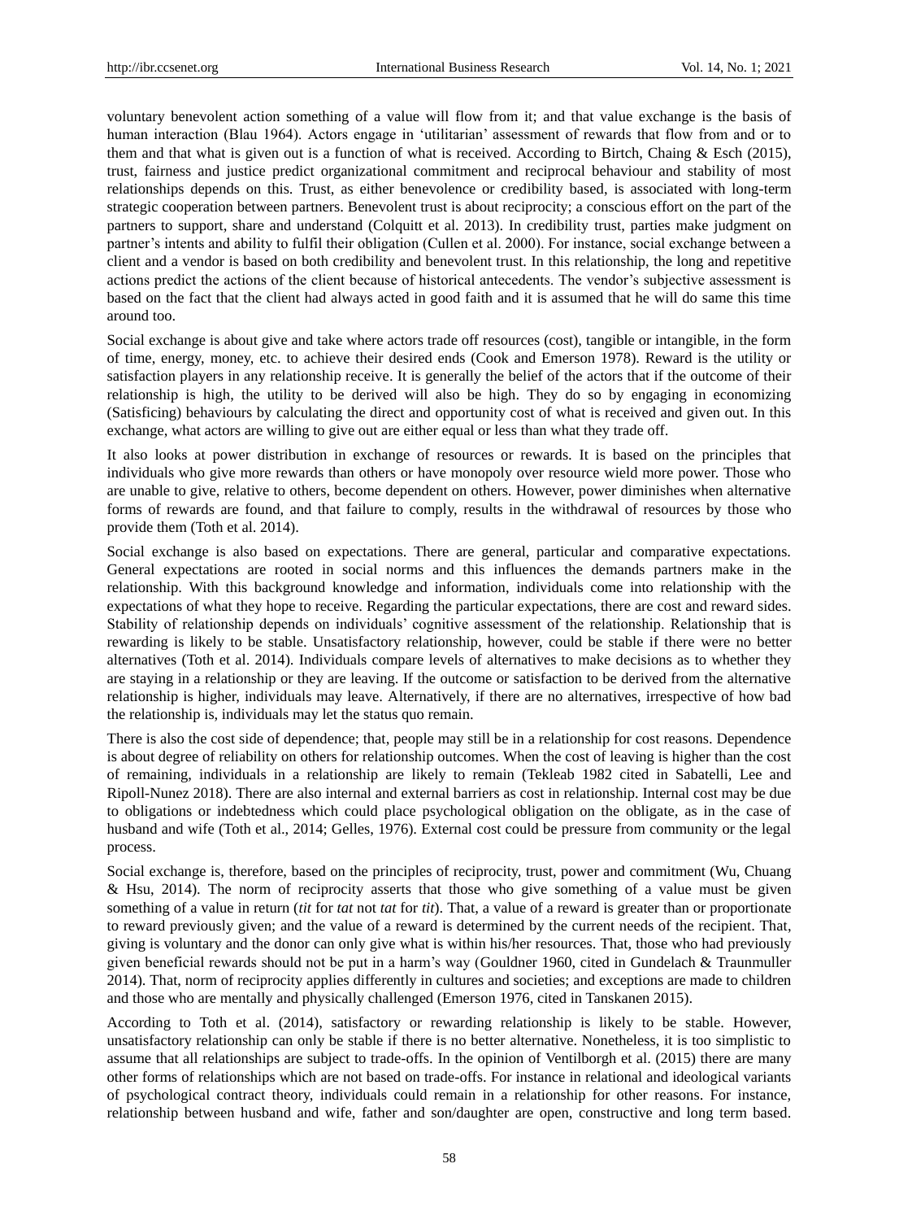voluntary benevolent action something of a value will flow from it; and that value exchange is the basis of human interaction (Blau 1964). Actors engage in 'utilitarian' assessment of rewards that flow from and or to them and that what is given out is a function of what is received. According to Birtch, Chaing & Esch (2015), trust, fairness and justice predict organizational commitment and reciprocal behaviour and stability of most relationships depends on this. Trust, as either benevolence or credibility based, is associated with long-term strategic cooperation between partners. Benevolent trust is about reciprocity; a conscious effort on the part of the partners to support, share and understand (Colquitt et al. 2013). In credibility trust, parties make judgment on partner's intents and ability to fulfil their obligation (Cullen et al. 2000). For instance, social exchange between a client and a vendor is based on both credibility and benevolent trust. In this relationship, the long and repetitive actions predict the actions of the client because of historical antecedents. The vendor's subjective assessment is based on the fact that the client had always acted in good faith and it is assumed that he will do same this time around too.

Social exchange is about give and take where actors trade off resources (cost), tangible or intangible, in the form of time, energy, money, etc. to achieve their desired ends (Cook and Emerson 1978). Reward is the utility or satisfaction players in any relationship receive. It is generally the belief of the actors that if the outcome of their relationship is high, the utility to be derived will also be high. They do so by engaging in economizing (Satisficing) behaviours by calculating the direct and opportunity cost of what is received and given out. In this exchange, what actors are willing to give out are either equal or less than what they trade off.

It also looks at power distribution in exchange of resources or rewards. It is based on the principles that individuals who give more rewards than others or have monopoly over resource wield more power. Those who are unable to give, relative to others, become dependent on others. However, power diminishes when alternative forms of rewards are found, and that failure to comply, results in the withdrawal of resources by those who provide them (Toth et al. 2014).

Social exchange is also based on expectations. There are general, particular and comparative expectations. General expectations are rooted in social norms and this influences the demands partners make in the relationship. With this background knowledge and information, individuals come into relationship with the expectations of what they hope to receive. Regarding the particular expectations, there are cost and reward sides. Stability of relationship depends on individuals' cognitive assessment of the relationship. Relationship that is rewarding is likely to be stable. Unsatisfactory relationship, however, could be stable if there were no better alternatives (Toth et al. 2014). Individuals compare levels of alternatives to make decisions as to whether they are staying in a relationship or they are leaving. If the outcome or satisfaction to be derived from the alternative relationship is higher, individuals may leave. Alternatively, if there are no alternatives, irrespective of how bad the relationship is, individuals may let the status quo remain.

There is also the cost side of dependence; that, people may still be in a relationship for cost reasons. Dependence is about degree of reliability on others for relationship outcomes. When the cost of leaving is higher than the cost of remaining, individuals in a relationship are likely to remain (Tekleab 1982 cited in Sabatelli, Lee and Ripoll-Nunez 2018). There are also internal and external barriers as cost in relationship. Internal cost may be due to obligations or indebtedness which could place psychological obligation on the obligate, as in the case of husband and wife (Toth et al., 2014; Gelles, 1976). External cost could be pressure from community or the legal process.

Social exchange is, therefore, based on the principles of reciprocity, trust, power and commitment (Wu, Chuang & Hsu, 2014). The norm of reciprocity asserts that those who give something of a value must be given something of a value in return (*tit* for *tat* not *tat* for *tit*). That, a value of a reward is greater than or proportionate to reward previously given; and the value of a reward is determined by the current needs of the recipient. That, giving is voluntary and the donor can only give what is within his/her resources. That, those who had previously given beneficial rewards should not be put in a harm's way (Gouldner 1960, cited in Gundelach & Traunmuller 2014). That, norm of reciprocity applies differently in cultures and societies; and exceptions are made to children and those who are mentally and physically challenged (Emerson 1976, cited in Tanskanen 2015).

According to Toth et al. (2014), satisfactory or rewarding relationship is likely to be stable. However, unsatisfactory relationship can only be stable if there is no better alternative. Nonetheless, it is too simplistic to assume that all relationships are subject to trade-offs. In the opinion of Ventilborgh et al. (2015) there are many other forms of relationships which are not based on trade-offs. For instance in relational and ideological variants of psychological contract theory, individuals could remain in a relationship for other reasons. For instance, relationship between husband and wife, father and son/daughter are open, constructive and long term based.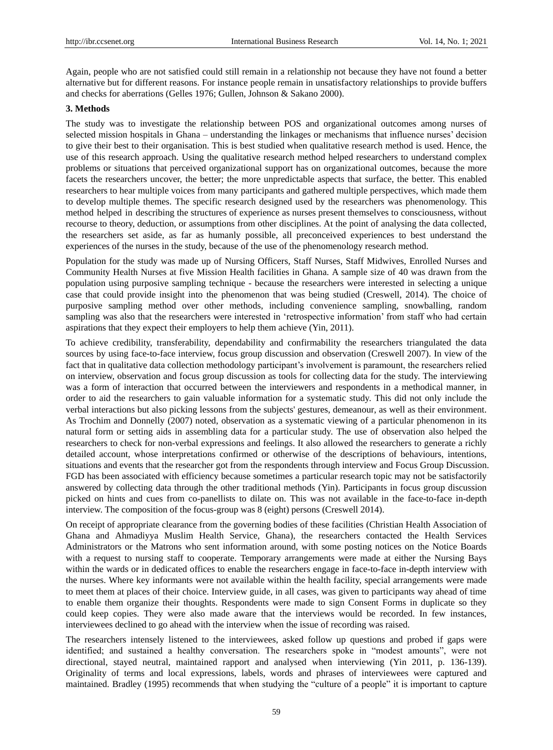Again, people who are not satisfied could still remain in a relationship not because they have not found a better alternative but for different reasons. For instance people remain in unsatisfactory relationships to provide buffers and checks for aberrations (Gelles 1976; Gullen, Johnson & Sakano 2000).

## 3. Methods

The study was to investigate the relationship between POS and organizational outcomes among nurses of selected mission hospitals in Ghana – understanding the linkages or mechanisms that influence nurses' decision to give their best to their organisation. This is best studied when qualitative research method is used. Hence, the use of this research approach. Using the qualitative research method helped researchers to understand complex problems or situations that perceived organizational support has on organizational outcomes, because the more facets the researchers uncover, the better; the more unpredictable aspects that surface, the better. This enabled researchers to hear multiple voices from many participants and gathered multiple perspectives, which made them to develop multiple themes. The specific research designed used by the researchers was phenomenology. This method helped in describing the structures of experience as nurses present themselves to consciousness, without recourse to theory, deduction, or assumptions from other disciplines. At the point of analysing the data collected, the researchers set aside, as far as humanly possible, all preconceived experiences to best understand the experiences of the nurses in the study, because of the use of the phenomenology research method.

Population for the study was made up of Nursing Officers, Staff Nurses, Staff Midwives, Enrolled Nurses and Community Health Nurses at five Mission Health facilities in Ghana. A sample size of 40 was drawn from the population using purposive sampling technique - because the researchers were interested in selecting a unique case that could provide insight into the phenomenon that was being studied (Creswell, 2014). The choice of purposive sampling method over other methods, including convenience sampling, snowballing, random sampling was also that the researchers were interested in 'retrospective information' from staff who had certain aspirations that they expect their employers to help them achieve (Yin, 2011).

To achieve credibility, transferability, dependability and confirmability the researchers triangulated the data sources by using face-to-face interview, focus group discussion and observation (Creswell 2007). In view of the fact that in qualitative data collection methodology participant's involvement is paramount, the researchers relied on interview, observation and focus group discussion as tools for collecting data for the study. The interviewing was a form of interaction that occurred between the interviewers and respondents in a methodical manner, in order to aid the researchers to gain valuable information for a systematic study. This did not only include the verbal interactions but also picking lessons from the subjects' gestures, demeanour, as well as their environment. As Trochim and Donnelly (2007) noted, observation as a systematic viewing of a particular phenomenon in its natural form or setting aids in assembling data for a particular study. The use of observation also helped the researchers to check for non-verbal expressions and feelings. It also allowed the researchers to generate a richly detailed account, whose interpretations confirmed or otherwise of the descriptions of behaviours, intentions, situations and events that the researcher got from the respondents through interview and Focus Group Discussion. FGD has been associated with efficiency because sometimes a particular research topic may not be satisfactorily answered by collecting data through the other traditional methods (Yin). Participants in focus group discussion picked on hints and cues from co-panellists to dilate on. This was not available in the face-to-face in-depth interview. The composition of the focus-group was 8 (eight) persons (Creswell 2014).

On receipt of appropriate clearance from the governing bodies of these facilities (Christian Health Association of Ghana and Ahmadiyya Muslim Health Service, Ghana), the researchers contacted the Health Services Administrators or the Matrons who sent information around, with some posting notices on the Notice Boards with a request to nursing staff to cooperate. Temporary arrangements were made at either the Nursing Bays within the wards or in dedicated offices to enable the researchers engage in face-to-face in-depth interview with the nurses. Where key informants were not available within the health facility, special arrangements were made to meet them at places of their choice. Interview guide, in all cases, was given to participants way ahead of time to enable them organize their thoughts. Respondents were made to sign Consent Forms in duplicate so they could keep copies. They were also made aware that the interviews would be recorded. In few instances, interviewees declined to go ahead with the interview when the issue of recording was raised.

The researchers intensely listened to the interviewees, asked follow up questions and probed if gaps were identified; and sustained a healthy conversation. The researchers spoke in "modest amounts", were not directional, stayed neutral, maintained rapport and analysed when interviewing (Yin 2011, p. 136-139). Originality of terms and local expressions, labels, words and phrases of interviewees were captured and maintained. Bradley (1995) recommends that when studying the "culture of a people" it is important to capture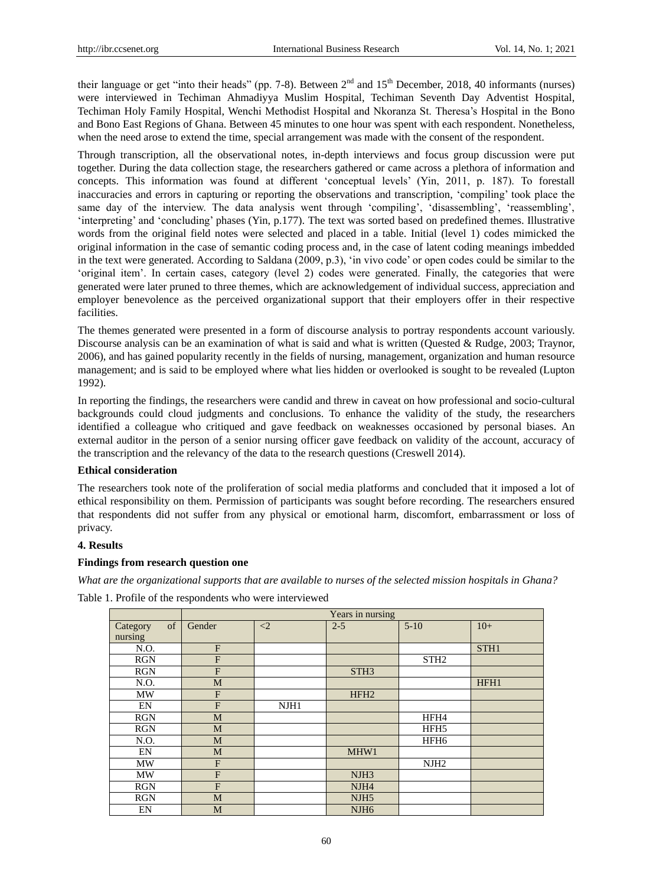their language or get "into their heads" (pp. 7-8). Between 2nd and 15th December, 2018, 40 informants (nurses) were interviewed in Techiman Ahmadiyya Muslim Hospital, Techiman Seventh Day Adventist Hospital, Techiman Holy Family Hospital, Wenchi Methodist Hospital and Nkoranza St. Theresa's Hospital in the Bono and Bono East Regions of Ghana. Between 45 minutes to one hour was spent with each respondent. Nonetheless, when the need arose to extend the time, special arrangement was made with the consent of the respondent.

Through transcription, all the observational notes, in-depth interviews and focus group discussion were put together. During the data collection stage, the researchers gathered or came across a plethora of information and concepts. This information was found at different 'conceptual levels' (Yin, 2011, p. 187). To forestall inaccuracies and errors in capturing or reporting the observations and transcription, 'compiling' took place the same day of the interview. The data analysis went through 'compiling', 'disassembling', 'reassembling', 'interpreting' and 'concluding' phases (Yin, p.177). The text was sorted based on predefined themes. Illustrative words from the original field notes were selected and placed in a table. Initial (level 1) codes mimicked the original information in the case of semantic coding process and, in the case of latent coding meanings imbedded in the text were generated. According to Saldana (2009, p.3), 'in vivo code' or open codes could be similar to the 'original item'. In certain cases, category (level 2) codes were generated. Finally, the categories that were generated were later pruned to three themes, which are acknowledgement of individual success, appreciation and employer benevolence as the perceived organizational support that their employers offer in their respective facilities.

The themes generated were presented in a form of discourse analysis to portray respondents account variously. Discourse analysis can be an examination of what is said and what is written (Quested & Rudge, 2003; Traynor, 2006), and has gained popularity recently in the fields of nursing, management, organization and human resource management; and is said to be employed where what lies hidden or overlooked is sought to be revealed (Lupton 1992).

In reporting the findings, the researchers were candid and threw in caveat on how professional and socio-cultural backgrounds could cloud judgments and conclusions. To enhance the validity of the study, the researchers identified a colleague who critiqued and gave feedback on weaknesses occasioned by personal biases. An external auditor in the person of a senior nursing officer gave feedback on validity of the account, accuracy of the transcription and the relevancy of the data to the research questions (Creswell 2014).

**Ethical consideration**

The researchers took note of the proliferation of social media platforms and concluded that it imposed a lot of ethical responsibility on them. Permission of participants was sought before recording. The researchers ensured that respondents did not suffer from any physical or emotional harm, discomfort, embarrassment or loss of privacy.

## 4. Results

**Findings from research question one**

*What are the organizational supports that are available to nurses of the selected mission hospitals in Ghana?*

Table 1. Profile of the respondents who were interviewed

| | Years in nursing | | | | |
|---|---|---|---|---|---|
| Category of nursing | Gender | <2 | 2-5 | 5-10 | 10+ |
| N.O. | F | | | | STH1 |
| RGN | F | | | STH2 | |
| RGN | F | | STH3 | | |
| N.O. | M | | | | HFH1 |
| MW | F | | HFH2 | | |
| EN | F | NJH1 | | | |
| RGN | M | | | HFH4 | |
| RGN | M | | | HFH5 | |
| N.O. | M | | | HFH6 | |
| EN | M | | MHW1 | | |
| MW | F | | | NJH2 | |
| MW | F | | NJH3 | | |
| RGN | F | | NJH4 | | |
| RGN | M | | NJH5 | | |
| EN | M | | NJH6 | | |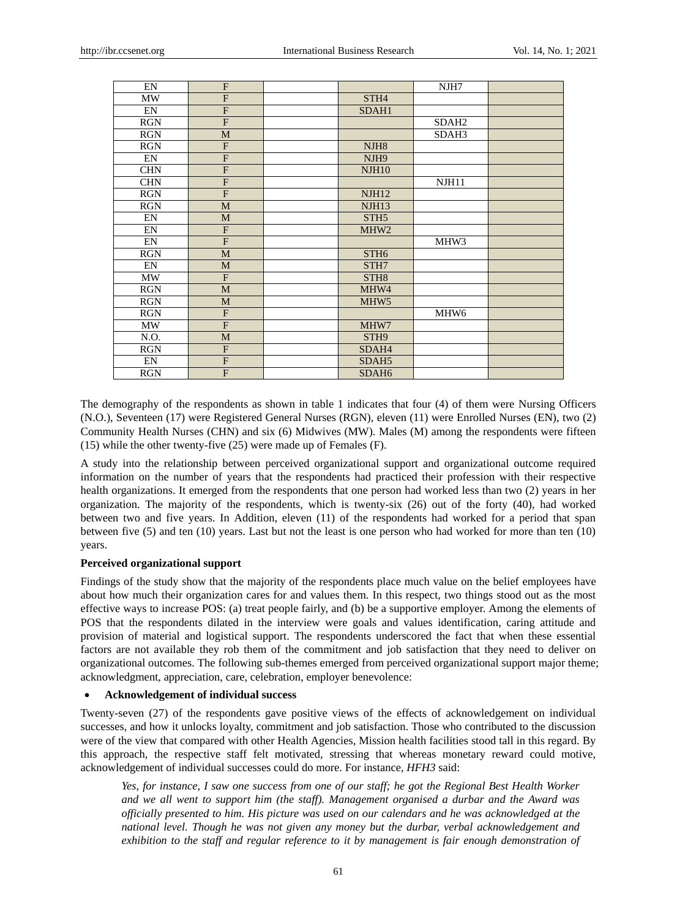| EN | F | | | NJH7 | |
|---|---|---|---|---|---|
| MW | F | | STH4 | | |
| EN | F | | SDAH1 | | |
| RGN | F | | | SDAH2 | |
| RGN | M | | | SDAH3 | |
| RGN | F | | NJH8 | | |
| EN | F | | NJH9 | | |
| CHN | F | | NJH10 | | |
| CHN | F | | | NJH11 | |
| RGN | F | | NJH12 | | |
| RGN | M | | NJH13 | | |
| EN | M | | STH5 | | |
| EN | F | | MHW2 | | |
| EN | F | | | MHW3 | |
| RGN | M | | STH6 | | |
| EN | M | | STH7 | | |
| MW | F | | STH8 | | |
| RGN | M | | MHW4 | | |
| RGN | M | | MHW5 | | |
| RGN | F | | | MHW6 | |
| MW | F | | MHW7 | | |
| N.O. | M | | STH9 | | |
| RGN | F | | SDAH4 | | |
| EN | F | | SDAH5 | | |
| RGN | F | | SDAH6 | | |

The demography of the respondents as shown in table 1 indicates that four (4) of them were Nursing Officers (N.O.), Seventeen (17) were Registered General Nurses (RGN), eleven (11) were Enrolled Nurses (EN), two (2) Community Health Nurses (CHN) and six (6) Midwives (MW). Males (M) among the respondents were fifteen (15) while the other twenty-five (25) were made up of Females (F).

A study into the relationship between perceived organizational support and organizational outcome required information on the number of years that the respondents had practiced their profession with their respective health organizations. It emerged from the respondents that one person had worked less than two (2) years in her organization. The majority of the respondents, which is twenty-six (26) out of the forty (40), had worked between two and five years. In Addition, eleven (11) of the respondents had worked for a period that span between five (5) and ten (10) years. Last but not the least is one person who had worked for more than ten (10) years.

**Perceived organizational support**

Findings of the study show that the majority of the respondents place much value on the belief employees have about how much their organization cares for and values them. In this respect, two things stood out as the most effective ways to increase POS: (a) treat people fairly, and (b) be a supportive employer. Among the elements of POS that the respondents dilated in the interview were goals and values identification, caring attitude and provision of material and logistical support. The respondents underscored the fact that when these essential factors are not available they rob them of the commitment and job satisfaction that they need to deliver on organizational outcomes. The following sub-themes emerged from perceived organizational support major theme; acknowledgment, appreciation, care, celebration, employer benevolence:

- **Acknowledgement of individual success**

Twenty-seven (27) of the respondents gave positive views of the effects of acknowledgement on individual successes, and how it unlocks loyalty, commitment and job satisfaction. Those who contributed to the discussion were of the view that compared with other Health Agencies, Mission health facilities stood tall in this regard. By this approach, the respective staff felt motivated, stressing that whereas monetary reward could motive, acknowledgement of individual successes could do more. For instance, *HFH3* said:

> *Yes, for instance, I saw one success from one of our staff; he got the Regional Best Health Worker and we all went to support him (the staff). Management organised a durbar and the Award was officially presented to him. His picture was used on our calendars and he was acknowledged at the national level. Though he was not given any money but the durbar, verbal acknowledgement and exhibition to the staff and regular reference to it by management is fair enough demonstration of*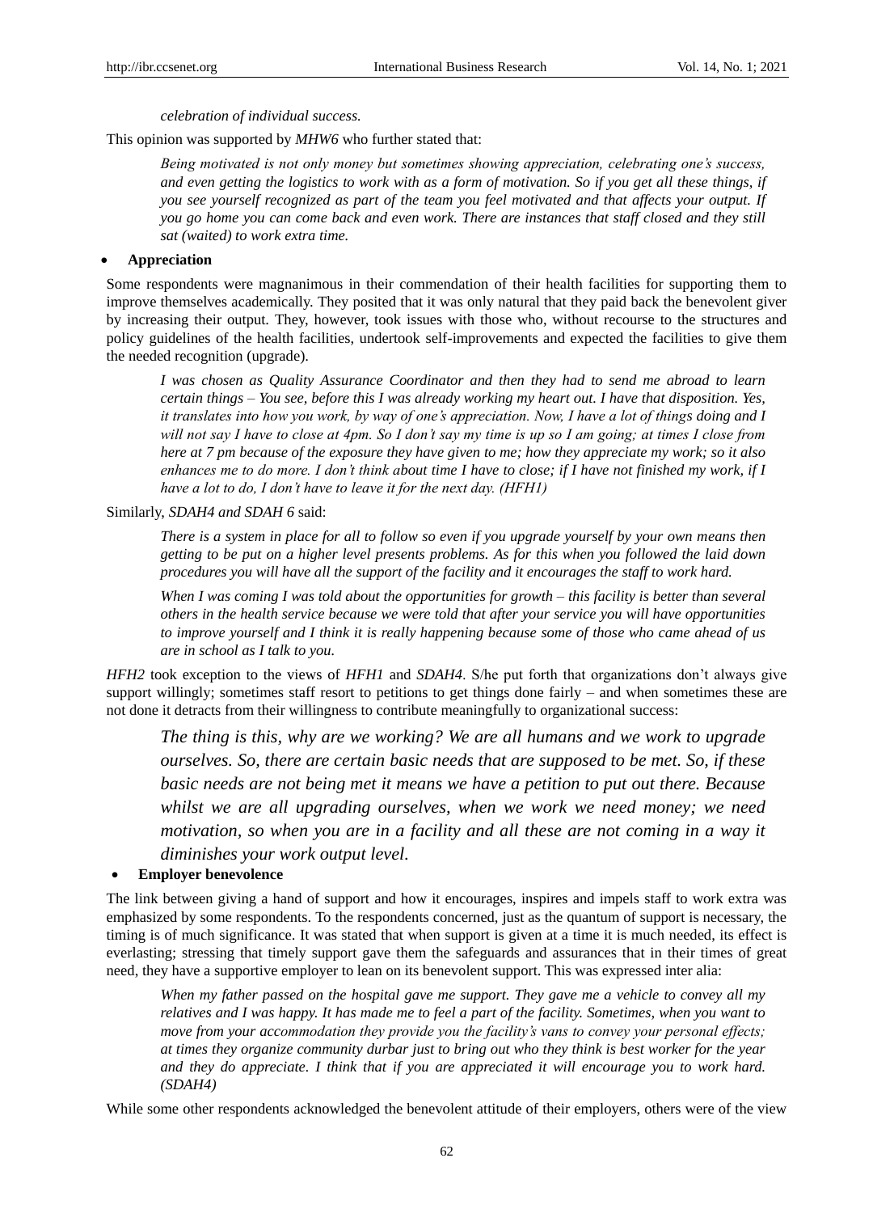*celebration of individual success.*

This opinion was supported by *MHW6* who further stated that:

> *Being motivated is not only money but sometimes showing appreciation, celebrating one's success, and even getting the logistics to work with as a form of motivation. So if you get all these things, if you see yourself recognized as part of the team you feel motivated and that affects your output. If you go home you can come back and even work. There are instances that staff closed and they still sat (waited) to work extra time.*

- **Appreciation**

Some respondents were magnanimous in their commendation of their health facilities for supporting them to improve themselves academically. They posited that it was only natural that they paid back the benevolent giver by increasing their output. They, however, took issues with those who, without recourse to the structures and policy guidelines of the health facilities, undertook self-improvements and expected the facilities to give them the needed recognition (upgrade).

> *I was chosen as Quality Assurance Coordinator and then they had to send me abroad to learn certain things – You see, before this I was already working my heart out. I have that disposition. Yes, it translates into how you work, by way of one's appreciation. Now, I have a lot of things doing and I will not say I have to close at 4pm. So I don't say my time is up so I am going; at times I close from here at 7 pm because of the exposure they have given to me; how they appreciate my work; so it also enhances me to do more. I don't think about time I have to close; if I have not finished my work, if I have a lot to do, I don't have to leave it for the next day. (HFH1)*

Similarly, *SDAH4 and SDAH 6* said:

> *There is a system in place for all to follow so even if you upgrade yourself by your own means then getting to be put on a higher level presents problems. As for this when you followed the laid down procedures you will have all the support of the facility and it encourages the staff to work hard.*
>
> *When I was coming I was told about the opportunities for growth – this facility is better than several others in the health service because we were told that after your service you will have opportunities to improve yourself and I think it is really happening because some of those who came ahead of us are in school as I talk to you.*

*HFH2* took exception to the views of *HFH1* and *SDAH4*. S/he put forth that organizations don't always give support willingly; sometimes staff resort to petitions to get things done fairly – and when sometimes these are not done it detracts from their willingness to contribute meaningfully to organizational success:

> *The thing is this, why are we working? We are all humans and we work to upgrade ourselves. So, there are certain basic needs that are supposed to be met. So, if these basic needs are not being met it means we have a petition to put out there. Because whilst we are all upgrading ourselves, when we work we need money; we need motivation, so when you are in a facility and all these are not coming in a way it diminishes your work output level.*

- **Employer benevolence**

The link between giving a hand of support and how it encourages, inspires and impels staff to work extra was emphasized by some respondents. To the respondents concerned, just as the quantum of support is necessary, the timing is of much significance. It was stated that when support is given at a time it is much needed, its effect is everlasting; stressing that timely support gave them the safeguards and assurances that in their times of great need, they have a supportive employer to lean on its benevolent support. This was expressed inter alia:

> *When my father passed on the hospital gave me support. They gave me a vehicle to convey all my relatives and I was happy. It has made me to feel a part of the facility. Sometimes, when you want to move from your accommodation they provide you the facility's vans to convey your personal effects; at times they organize community durbar just to bring out who they think is best worker for the year and they do appreciate. I think that if you are appreciated it will encourage you to work hard. (SDAH4)*

While some other respondents acknowledged the benevolent attitude of their employers, others were of the view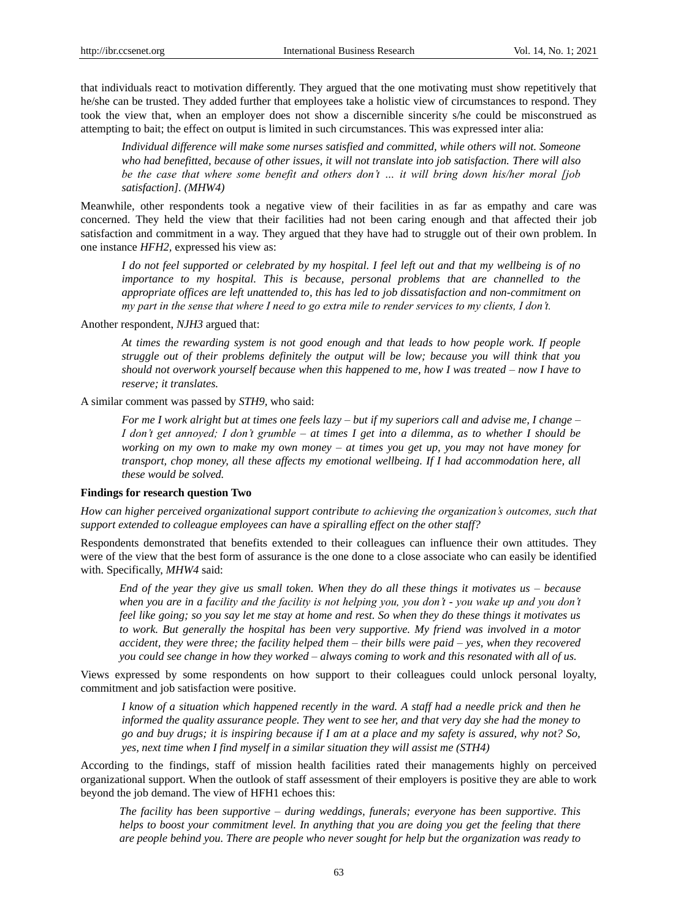that individuals react to motivation differently. They argued that the one motivating must show repetitively that he/she can be trusted. They added further that employees take a holistic view of circumstances to respond. They took the view that, when an employer does not show a discernible sincerity s/he could be misconstrued as attempting to bait; the effect on output is limited in such circumstances. This was expressed inter alia:

> *Individual difference will make some nurses satisfied and committed, while others will not. Someone who had benefitted, because of other issues, it will not translate into job satisfaction. There will also be the case that where some benefit and others don't … it will bring down his/her moral [job satisfaction]. (MHW4)*

Meanwhile, other respondents took a negative view of their facilities in as far as empathy and care was concerned. They held the view that their facilities had not been caring enough and that affected their job satisfaction and commitment in a way. They argued that they have had to struggle out of their own problem. In one instance *HFH2,* expressed his view as:

> *I do not feel supported or celebrated by my hospital. I feel left out and that my wellbeing is of no importance to my hospital. This is because, personal problems that are channelled to the appropriate offices are left unattended to, this has led to job dissatisfaction and non-commitment on my part in the sense that where I need to go extra mile to render services to my clients, I don't.*

Another respondent, *NJH3* argued that:

> *At times the rewarding system is not good enough and that leads to how people work. If people struggle out of their problems definitely the output will be low; because you will think that you should not overwork yourself because when this happened to me, how I was treated – now I have to reserve; it translates.*

A similar comment was passed by *STH9,* who said:

> *For me I work alright but at times one feels lazy – but if my superiors call and advise me, I change – I don't get annoyed; I don't grumble – at times I get into a dilemma, as to whether I should be working on my own to make my own money – at times you get up, you may not have money for transport, chop money, all these affects my emotional wellbeing. If I had accommodation here, all these would be solved.*

**Findings for research question Two**

*How can higher perceived organizational support contribute to achieving the organization's outcomes, such that support extended to colleague employees can have a spiralling effect on the other staff?*

Respondents demonstrated that benefits extended to their colleagues can influence their own attitudes. They were of the view that the best form of assurance is the one done to a close associate who can easily be identified with. Specifically, *MHW4* said:

> *End of the year they give us small token. When they do all these things it motivates us – because when you are in a facility and the facility is not helping you, you don't - you wake up and you don't feel like going; so you say let me stay at home and rest. So when they do these things it motivates us to work. But generally the hospital has been very supportive. My friend was involved in a motor accident, they were three; the facility helped them – their bills were paid – yes, when they recovered you could see change in how they worked – always coming to work and this resonated with all of us.*

Views expressed by some respondents on how support to their colleagues could unlock personal loyalty, commitment and job satisfaction were positive.

> *I know of a situation which happened recently in the ward. A staff had a needle prick and then he informed the quality assurance people. They went to see her, and that very day she had the money to go and buy drugs; it is inspiring because if I am at a place and my safety is assured, why not? So, yes, next time when I find myself in a similar situation they will assist me (STH4)*

According to the findings, staff of mission health facilities rated their managements highly on perceived organizational support. When the outlook of staff assessment of their employers is positive they are able to work beyond the job demand. The view of HFH1 echoes this:

> *The facility has been supportive – during weddings, funerals; everyone has been supportive. This helps to boost your commitment level. In anything that you are doing you get the feeling that there are people behind you. There are people who never sought for help but the organization was ready to*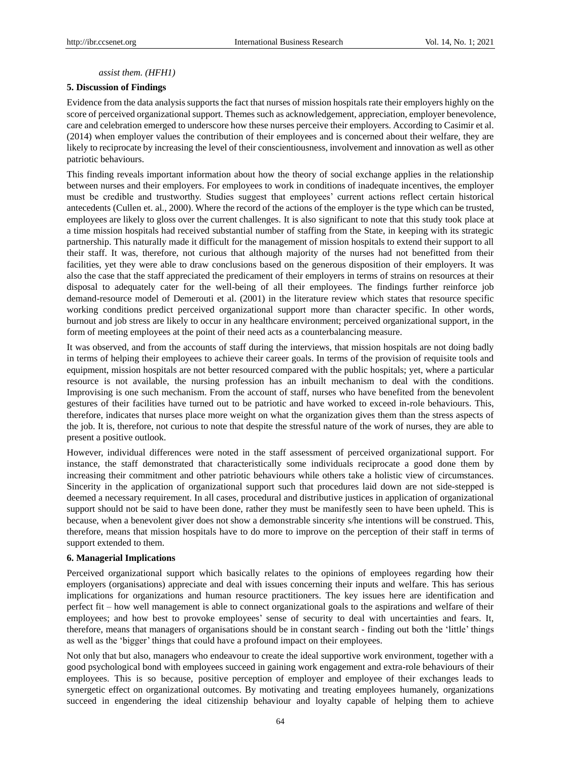*assist them. (HFH1)*

## 5. Discussion of Findings

Evidence from the data analysis supports the fact that nurses of mission hospitals rate their employers highly on the score of perceived organizational support. Themes such as acknowledgement, appreciation, employer benevolence, care and celebration emerged to underscore how these nurses perceive their employers. According to Casimir et al. (2014) when employer values the contribution of their employees and is concerned about their welfare, they are likely to reciprocate by increasing the level of their conscientiousness, involvement and innovation as well as other patriotic behaviours.

This finding reveals important information about how the theory of social exchange applies in the relationship between nurses and their employers. For employees to work in conditions of inadequate incentives, the employer must be credible and trustworthy. Studies suggest that employees' current actions reflect certain historical antecedents (Cullen et. al., 2000). Where the record of the actions of the employer is the type which can be trusted, employees are likely to gloss over the current challenges. It is also significant to note that this study took place at a time mission hospitals had received substantial number of staffing from the State, in keeping with its strategic partnership. This naturally made it difficult for the management of mission hospitals to extend their support to all their staff. It was, therefore, not curious that although majority of the nurses had not benefitted from their facilities, yet they were able to draw conclusions based on the generous disposition of their employers. It was also the case that the staff appreciated the predicament of their employers in terms of strains on resources at their disposal to adequately cater for the well-being of all their employees. The findings further reinforce job demand-resource model of Demerouti et al. (2001) in the literature review which states that resource specific working conditions predict perceived organizational support more than character specific. In other words, burnout and job stress are likely to occur in any healthcare environment; perceived organizational support, in the form of meeting employees at the point of their need acts as a counterbalancing measure.

It was observed, and from the accounts of staff during the interviews, that mission hospitals are not doing badly in terms of helping their employees to achieve their career goals. In terms of the provision of requisite tools and equipment, mission hospitals are not better resourced compared with the public hospitals; yet, where a particular resource is not available, the nursing profession has an inbuilt mechanism to deal with the conditions. Improvising is one such mechanism. From the account of staff, nurses who have benefited from the benevolent gestures of their facilities have turned out to be patriotic and have worked to exceed in-role behaviours. This, therefore, indicates that nurses place more weight on what the organization gives them than the stress aspects of the job. It is, therefore, not curious to note that despite the stressful nature of the work of nurses, they are able to present a positive outlook.

However, individual differences were noted in the staff assessment of perceived organizational support. For instance, the staff demonstrated that characteristically some individuals reciprocate a good done them by increasing their commitment and other patriotic behaviours while others take a holistic view of circumstances. Sincerity in the application of organizational support such that procedures laid down are not side-stepped is deemed a necessary requirement. In all cases, procedural and distributive justices in application of organizational support should not be said to have been done, rather they must be manifestly seen to have been upheld. This is because, when a benevolent giver does not show a demonstrable sincerity s/he intentions will be construed. This, therefore, means that mission hospitals have to do more to improve on the perception of their staff in terms of support extended to them.

## 6. Managerial Implications

Perceived organizational support which basically relates to the opinions of employees regarding how their employers (organisations) appreciate and deal with issues concerning their inputs and welfare. This has serious implications for organizations and human resource practitioners. The key issues here are identification and perfect fit – how well management is able to connect organizational goals to the aspirations and welfare of their employees; and how best to provoke employees' sense of security to deal with uncertainties and fears. It, therefore, means that managers of organisations should be in constant search - finding out both the 'little' things as well as the 'bigger' things that could have a profound impact on their employees.

Not only that but also, managers who endeavour to create the ideal supportive work environment, together with a good psychological bond with employees succeed in gaining work engagement and extra-role behaviours of their employees. This is so because, positive perception of employer and employee of their exchanges leads to synergetic effect on organizational outcomes. By motivating and treating employees humanely, organizations succeed in engendering the ideal citizenship behaviour and loyalty capable of helping them to achieve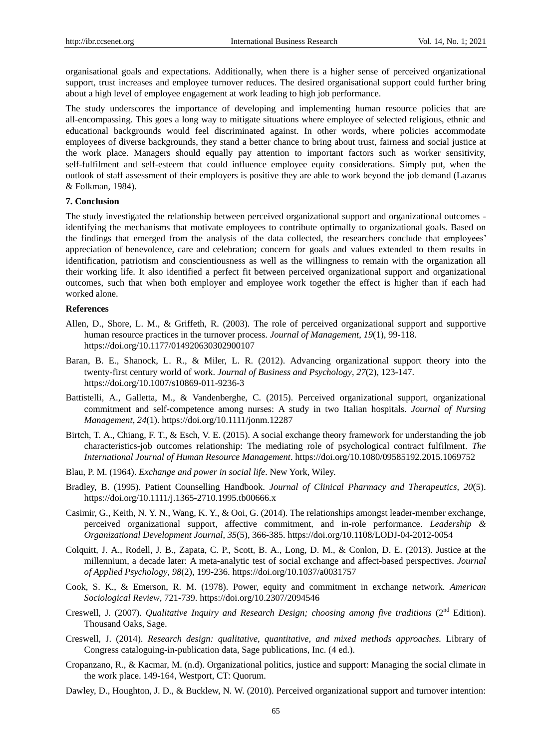organisational goals and expectations. Additionally, when there is a higher sense of perceived organizational support, trust increases and employee turnover reduces. The desired organisational support could further bring about a high level of employee engagement at work leading to high job performance.

The study underscores the importance of developing and implementing human resource policies that are all-encompassing. This goes a long way to mitigate situations where employee of selected religious, ethnic and educational backgrounds would feel discriminated against. In other words, where policies accommodate employees of diverse backgrounds, they stand a better chance to bring about trust, fairness and social justice at the work place. Managers should equally pay attention to important factors such as worker sensitivity, self-fulfilment and self-esteem that could influence employee equity considerations. Simply put, when the outlook of staff assessment of their employers is positive they are able to work beyond the job demand (Lazarus & Folkman, 1984).

## 7. Conclusion

The study investigated the relationship between perceived organizational support and organizational outcomes - identifying the mechanisms that motivate employees to contribute optimally to organizational goals. Based on the findings that emerged from the analysis of the data collected, the researchers conclude that employees' appreciation of benevolence, care and celebration; concern for goals and values extended to them results in identification, patriotism and conscientiousness as well as the willingness to remain with the organization all their working life. It also identified a perfect fit between perceived organizational support and organizational outcomes, such that when both employer and employee work together the effect is higher than if each had worked alone.

## References

Allen, D., Shore, L. M., & Griffeth, R. (2003). The role of perceived organizational support and supportive human resource practices in the turnover process. *Journal of Management*, *19*(1), 99-118. https://doi.org/10.1177/014920630302900107

Baran, B. E., Shanock, L. R., & Miler, L. R. (2012). Advancing organizational support theory into the twenty-first century world of work. *Journal of Business and Psychology*, *27*(2), 123-147. https://doi.org/10.1007/s10869-011-9236-3

Battistelli, A., Galletta, M., & Vandenberghe, C. (2015). Perceived organizational support, organizational commitment and self-competence among nurses: A study in two Italian hospitals. *Journal of Nursing Management*, *24*(1). https://doi.org/10.1111/jonm.12287

Birtch, T. A., Chiang, F. T., & Esch, V. E. (2015). A social exchange theory framework for understanding the job characteristics-job outcomes relationship: The mediating role of psychological contract fulfilment. *The International Journal of Human Resource Management*. https://doi.org/10.1080/09585192.2015.1069752

Blau, P. M. (1964). *Exchange and power in social life*. New York, Wiley.

Bradley, B. (1995). Patient Counselling Handbook. *Journal of Clinical Pharmacy and Therapeutics*, *20*(5). https://doi.org/10.1111/j.1365-2710.1995.tb00666.x

Casimir, G., Keith, N. Y. N., Wang, K. Y., & Ooi, G. (2014). The relationships amongst leader-member exchange, perceived organizational support, affective commitment, and in-role performance. *Leadership & Organizational Development Journal*, *35*(5), 366-385. https://doi.org/10.1108/LODJ-04-2012-0054

Colquitt, J. A., Rodell, J. B., Zapata, C. P., Scott, B. A., Long, D. M., & Conlon, D. E. (2013). Justice at the millennium, a decade later: A meta-analytic test of social exchange and affect-based perspectives. *Journal of Applied Psychology*, *98*(2), 199-236. https://doi.org/10.1037/a0031757

Cook, S. K., & Emerson, R. M. (1978). Power, equity and commitment in exchange network. *American Sociological Review*, 721-739. https://doi.org/10.2307/2094546

Creswell, J. (2007). *Qualitative Inquiry and Research Design; choosing among five traditions* (2nd Edition). Thousand Oaks, Sage.

Creswell, J. (2014). *Research design: qualitative, quantitative, and mixed methods approaches.* Library of Congress cataloguing-in-publication data, Sage publications, Inc. (4 ed.).

Cropanzano, R., & Kacmar, M. (n.d). Organizational politics, justice and support: Managing the social climate in the work place. 149-164, Westport, CT: Quorum.

Dawley, D., Houghton, J. D., & Bucklew, N. W. (2010). Perceived organizational support and turnover intention: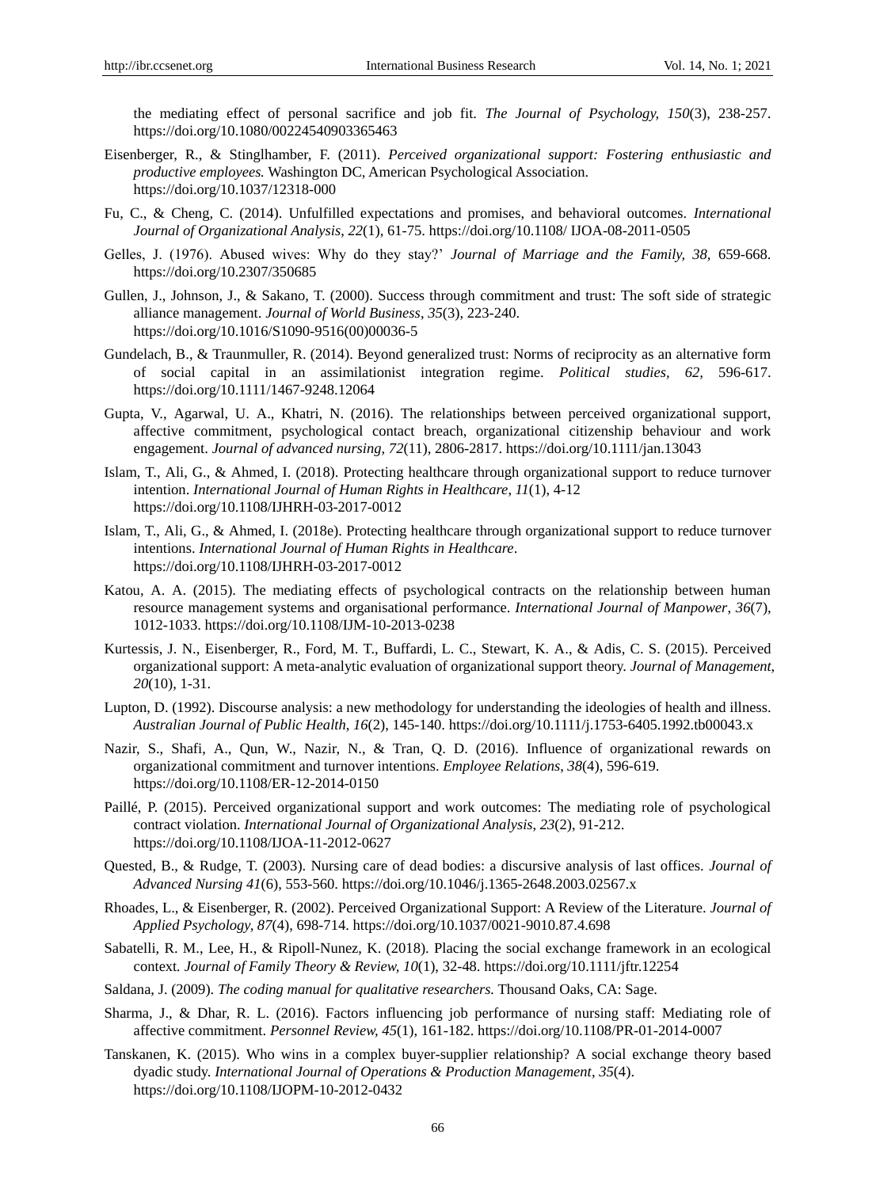the mediating effect of personal sacrifice and job fit. *The Journal of Psychology, 150*(3), 238-257. https://doi.org/10.1080/00224540903365463

Eisenberger, R., & Stinglhamber, F. (2011). *Perceived organizational support: Fostering enthusiastic and productive employees.* Washington DC, American Psychological Association. https://doi.org/10.1037/12318-000

Fu, C., & Cheng, C. (2014). Unfulfilled expectations and promises, and behavioral outcomes. *International Journal of Organizational Analysis*, *22*(1), 61-75. https://doi.org/10.1108/ IJOA-08-2011-0505

Gelles, J. (1976). Abused wives: Why do they stay?' *Journal of Marriage and the Family, 38,* 659-668. https://doi.org/10.2307/350685

Gullen, J., Johnson, J., & Sakano, T. (2000). Success through commitment and trust: The soft side of strategic alliance management. *Journal of World Business*, *35*(3), 223-240. https://doi.org/10.1016/S1090-9516(00)00036-5

Gundelach, B., & Traunmuller, R. (2014). Beyond generalized trust: Norms of reciprocity as an alternative form of social capital in an assimilationist integration regime. *Political studies*, *62,* 596-617. https://doi.org/10.1111/1467-9248.12064

Gupta, V., Agarwal, U. A., Khatri, N. (2016). The relationships between perceived organizational support, affective commitment, psychological contact breach, organizational citizenship behaviour and work engagement. *Journal of advanced nursing, 72*(11), 2806-2817. https://doi.org/10.1111/jan.13043

Islam, T., Ali, G., & Ahmed, I. (2018). Protecting healthcare through organizational support to reduce turnover intention. *International Journal of Human Rights in Healthcare, 11*(1), 4-12 https://doi.org/10.1108/IJHRH-03-2017-0012

Islam, T., Ali, G., & Ahmed, I. (2018e). Protecting healthcare through organizational support to reduce turnover intentions. *International Journal of Human Rights in Healthcare*. https://doi.org/10.1108/IJHRH-03-2017-0012

Katou, A. A. (2015). The mediating effects of psychological contracts on the relationship between human resource management systems and organisational performance. *International Journal of Manpower*, *36*(7), 1012-1033. https://doi.org/10.1108/IJM-10-2013-0238

Kurtessis, J. N., Eisenberger, R., Ford, M. T., Buffardi, L. C., Stewart, K. A., & Adis, C. S. (2015). Perceived organizational support: A meta-analytic evaluation of organizational support theory. *Journal of Management*, *20*(10), 1-31.

Lupton, D. (1992). Discourse analysis: a new methodology for understanding the ideologies of health and illness. *Australian Journal of Public Health*, *16*(2), 145-140. https://doi.org/10.1111/j.1753-6405.1992.tb00043.x

Nazir, S., Shafi, A., Qun, W., Nazir, N., & Tran, Q. D. (2016). Influence of organizational rewards on organizational commitment and turnover intentions. *Employee Relations*, *38*(4), 596-619. https://doi.org/10.1108/ER-12-2014-0150

Paillé, P. (2015). Perceived organizational support and work outcomes: The mediating role of psychological contract violation. *International Journal of Organizational Analysis*, *23*(2), 91-212. https://doi.org/10.1108/IJOA-11-2012-0627

Quested, B., & Rudge, T. (2003). Nursing care of dead bodies: a discursive analysis of last offices. *Journal of Advanced Nursing 41*(6), 553-560. https://doi.org/10.1046/j.1365-2648.2003.02567.x

Rhoades, L., & Eisenberger, R. (2002). Perceived Organizational Support: A Review of the Literature. *Journal of Applied Psychology, 87*(4), 698-714. https://doi.org/10.1037/0021-9010.87.4.698

Sabatelli, R. M., Lee, H., & Ripoll-Nunez, K. (2018). Placing the social exchange framework in an ecological context*. Journal of Family Theory & Review, 10*(1), 32-48. https://doi.org/10.1111/jftr.12254

Saldana, J. (2009). *The coding manual for qualitative researchers.* Thousand Oaks, CA: Sage.

Sharma, J., & Dhar, R. L. (2016). Factors influencing job performance of nursing staff: Mediating role of affective commitment. *Personnel Review, 45*(1), 161-182. https://doi.org/10.1108/PR-01-2014-0007

Tanskanen, K. (2015). Who wins in a complex buyer-supplier relationship? A social exchange theory based dyadic study. *International Journal of Operations & Production Management*, *35*(4). https://doi.org/10.1108/IJOPM-10-2012-0432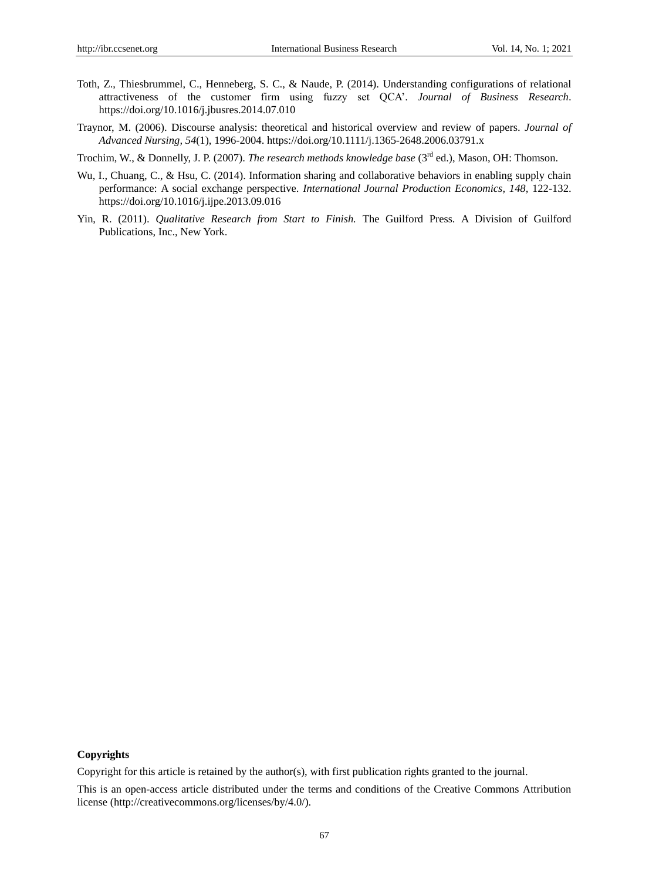Toth, Z., Thiesbrummel, C., Henneberg, S. C., & Naude, P. (2014). Understanding configurations of relational attractiveness of the customer firm using fuzzy set QCA'. *Journal of Business Research*. https://doi.org/10.1016/j.jbusres.2014.07.010

Traynor, M. (2006). Discourse analysis: theoretical and historical overview and review of papers. *Journal of Advanced Nursing, 54*(1), 1996-2004. https://doi.org/10.1111/j.1365-2648.2006.03791.x

Trochim, W., & Donnelly, J. P. (2007). *The research methods knowledge base* (3rd ed.), Mason, OH: Thomson.

Wu, I., Chuang, C., & Hsu, C. (2014). Information sharing and collaborative behaviors in enabling supply chain performance: A social exchange perspective. *International Journal Production Economics, 148*, 122-132. https://doi.org/10.1016/j.ijpe.2013.09.016

Yin, R. (2011). *Qualitative Research from Start to Finish.* The Guilford Press. A Division of Guilford Publications, Inc., New York.

**Copyrights**

Copyright for this article is retained by the author(s), with first publication rights granted to the journal.

This is an open-access article distributed under the terms and conditions of the Creative Commons Attribution license (http://creativecommons.org/licenses/by/4.0/).